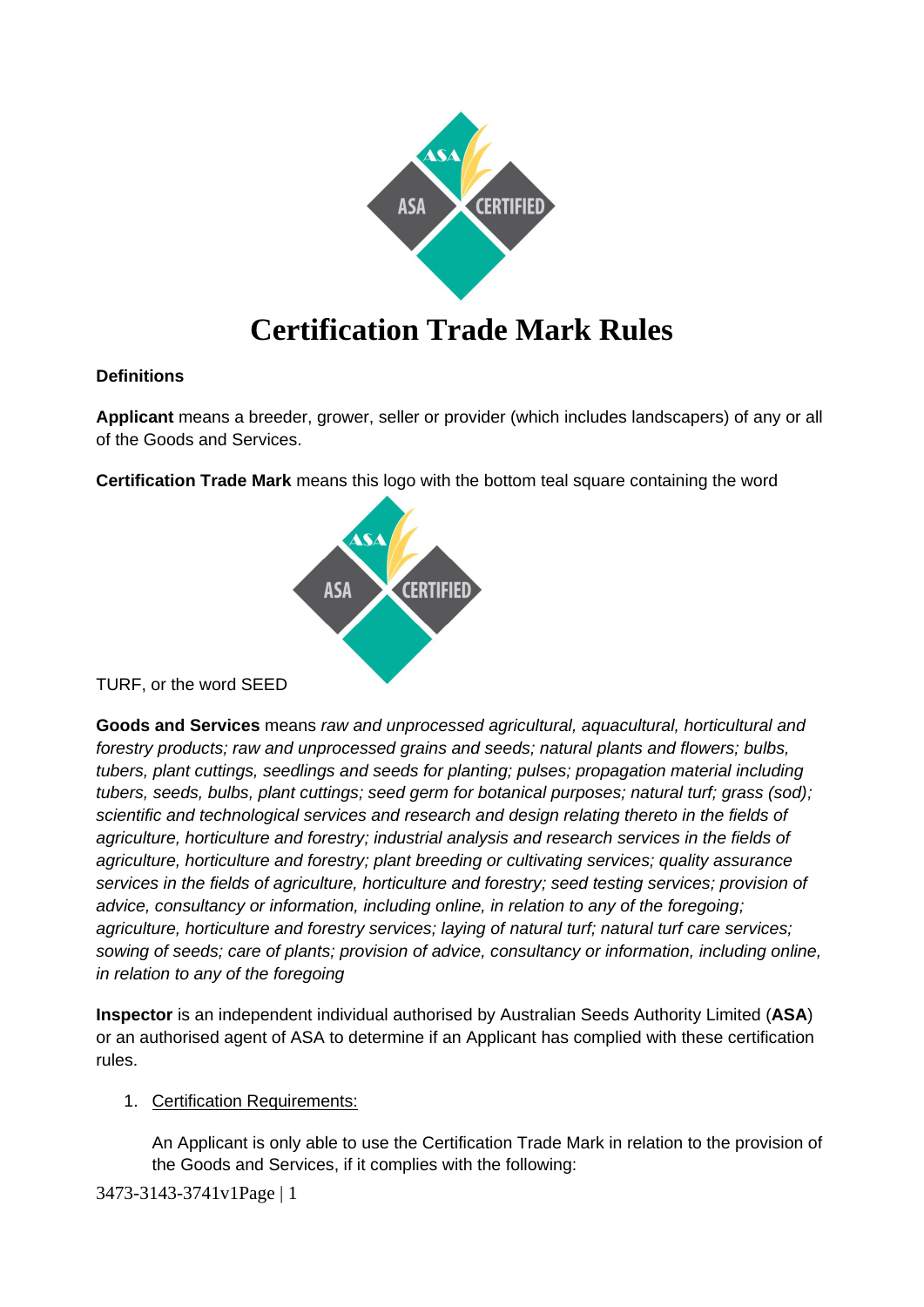# Certification Trade Mark Rules

**Definitions**

**Applicant** means a breeder, grower, seller or provider (which includes landscapers) of any or all of the Goods and Services.

**Certification Trade Mark** means this logo with the bottom teal square containing the word TURF, or the word SEED

**Goods and Services** means *raw and unprocessed agricultural, aquacultural, horticultural and forestry products; raw and unprocessed grains and seeds; natural plants and flowers; bulbs, tubers, plant cuttings, seedlings and seeds for planting; pulses; propagation material including tubers, seeds, bulbs, plant cuttings; seed germ for botanical purposes; natural turf; grass (sod); scientific and technological services and research and design relating thereto in the fields of agriculture, horticulture and forestry; industrial analysis and research services in the fields of agriculture, horticulture and forestry; plant breeding or cultivating services; quality assurance services in the fields of agriculture, horticulture and forestry; seed testing services; provision of advice, consultancy or information, including online, in relation to any of the foregoing; agriculture, horticulture and forestry services; laying of natural turf; natural turf care services; sowing of seeds; care of plants; provision of advice, consultancy or information, including online, in relation to any of the foregoing*

**Inspector** is an independent individual authorised by Australian Seeds Authority Limited (**ASA**) or an authorised agent of ASA to determine if an Applicant has complied with these certification rules.

1. Certification Requirements:

   An Applicant is only able to use the Certification Trade Mark in relation to the provision of the Goods and Services, if it complies with the following:

3473-3143-3741v1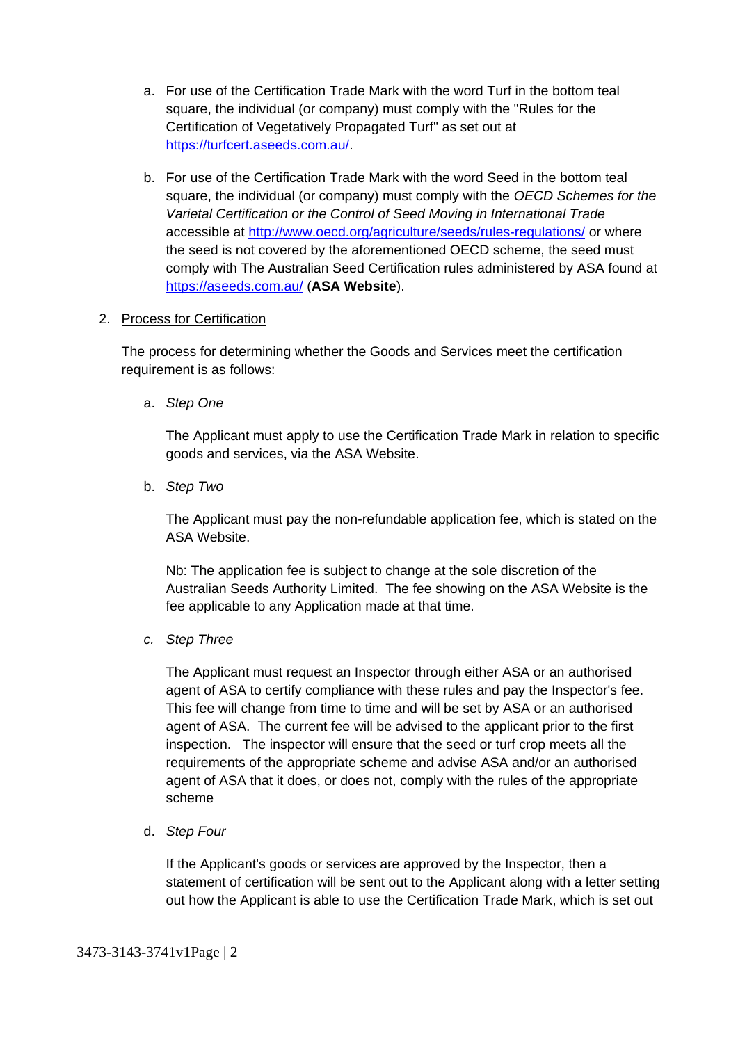a. For use of the Certification Trade Mark with the word Turf in the bottom teal square, the individual (or company) must comply with the "Rules for the Certification of Vegetatively Propagated Turf" as set out at [https://turfcert.aseeds.com.au/](https://turfcert.aseeds.com.au/).

b. For use of the Certification Trade Mark with the word Seed in the bottom teal square, the individual (or company) must comply with the *OECD Schemes for the Varietal Certification or the Control of Seed Moving in International Trade* accessible at [http://www.oecd.org/agriculture/seeds/rules-regulations/](http://www.oecd.org/agriculture/seeds/rules-regulations/) or where the seed is not covered by the aforementioned OECD scheme, the seed must comply with The Australian Seed Certification rules administered by ASA found at [https://aseeds.com.au/](https://aseeds.com.au/) (**ASA Website**).

2. <u>Process for Certification</u>

The process for determining whether the Goods and Services meet the certification requirement is as follows:

a. *Step One*

The Applicant must apply to use the Certification Trade Mark in relation to specific goods and services, via the ASA Website.

b. *Step Two*

The Applicant must pay the non-refundable application fee, which is stated on the ASA Website.

Nb: The application fee is subject to change at the sole discretion of the Australian Seeds Authority Limited. The fee showing on the ASA Website is the fee applicable to any Application made at that time.

*c. Step Three*

The Applicant must request an Inspector through either ASA or an authorised agent of ASA to certify compliance with these rules and pay the Inspector's fee. This fee will change from time to time and will be set by ASA or an authorised agent of ASA. The current fee will be advised to the applicant prior to the first inspection. The inspector will ensure that the seed or turf crop meets all the requirements of the appropriate scheme and advise ASA and/or an authorised agent of ASA that it does, or does not, comply with the rules of the appropriate scheme

d. *Step Four*

If the Applicant's goods or services are approved by the Inspector, then a statement of certification will be sent out to the Applicant along with a letter setting out how the Applicant is able to use the Certification Trade Mark, which is set out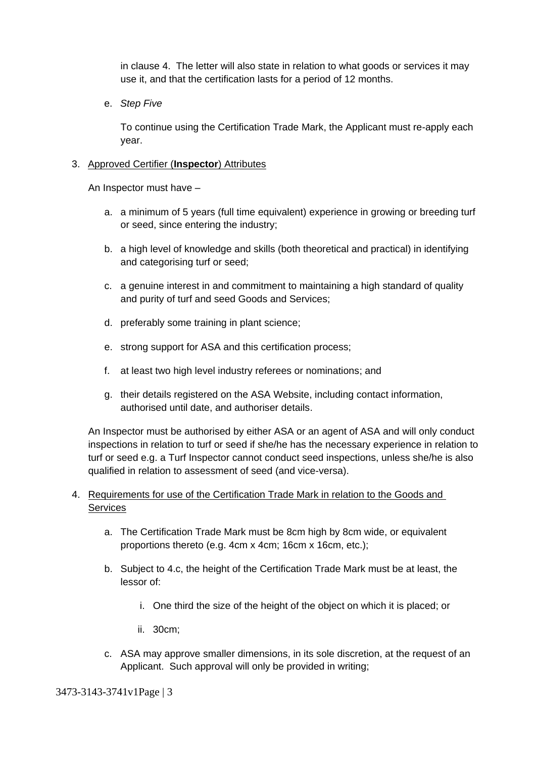in clause 4. The letter will also state in relation to what goods or services it may use it, and that the certification lasts for a period of 12 months.

e. *Step Five*

   To continue using the Certification Trade Mark, the Applicant must re-apply each year.

3. <u>Approved Certifier (**Inspector**) Attributes</u>

   An Inspector must have –

   a. a minimum of 5 years (full time equivalent) experience in growing or breeding turf or seed, since entering the industry;

   b. a high level of knowledge and skills (both theoretical and practical) in identifying and categorising turf or seed;

   c. a genuine interest in and commitment to maintaining a high standard of quality and purity of turf and seed Goods and Services;

   d. preferably some training in plant science;

   e. strong support for ASA and this certification process;

   f. at least two high level industry referees or nominations; and

   g. their details registered on the ASA Website, including contact information, authorised until date, and authoriser details.

   An Inspector must be authorised by either ASA or an agent of ASA and will only conduct inspections in relation to turf or seed if she/he has the necessary experience in relation to turf or seed e.g. a Turf Inspector cannot conduct seed inspections, unless she/he is also qualified in relation to assessment of seed (and vice-versa).

4. <u>Requirements for use of the Certification Trade Mark in relation to the Goods and Services</u>

   a. The Certification Trade Mark must be 8cm high by 8cm wide, or equivalent proportions thereto (e.g. 4cm x 4cm; 16cm x 16cm, etc.);

   b. Subject to 4.c, the height of the Certification Trade Mark must be at least, the lessor of:

      i. One third the size of the height of the object on which it is placed; or

      ii. 30cm;

   c. ASA may approve smaller dimensions, in its sole discretion, at the request of an Applicant. Such approval will only be provided in writing;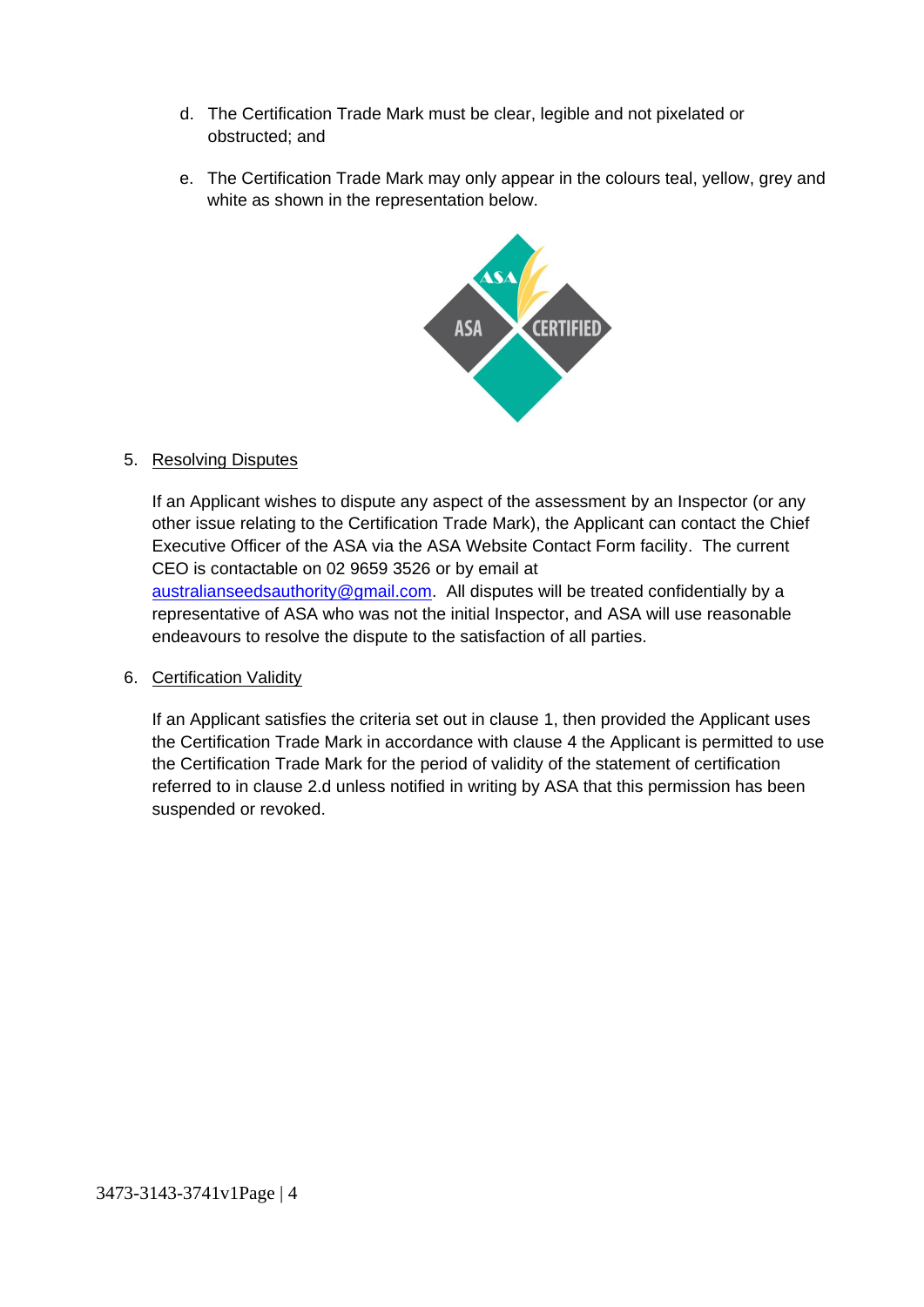d. The Certification Trade Mark must be clear, legible and not pixelated or obstructed; and

e. The Certification Trade Mark may only appear in the colours teal, yellow, grey and white as shown in the representation below.

5. Resolving Disputes

   If an Applicant wishes to dispute any aspect of the assessment by an Inspector (or any other issue relating to the Certification Trade Mark), the Applicant can contact the Chief Executive Officer of the ASA via the ASA Website Contact Form facility. The current CEO is contactable on 02 9659 3526 or by email at australianseedsauthority@gmail.com. All disputes will be treated confidentially by a representative of ASA who was not the initial Inspector, and ASA will use reasonable endeavours to resolve the dispute to the satisfaction of all parties.

6. Certification Validity

   If an Applicant satisfies the criteria set out in clause 1, then provided the Applicant uses the Certification Trade Mark in accordance with clause 4 the Applicant is permitted to use the Certification Trade Mark for the period of validity of the statement of certification referred to in clause 2.d unless notified in writing by ASA that this permission has been suspended or revoked.